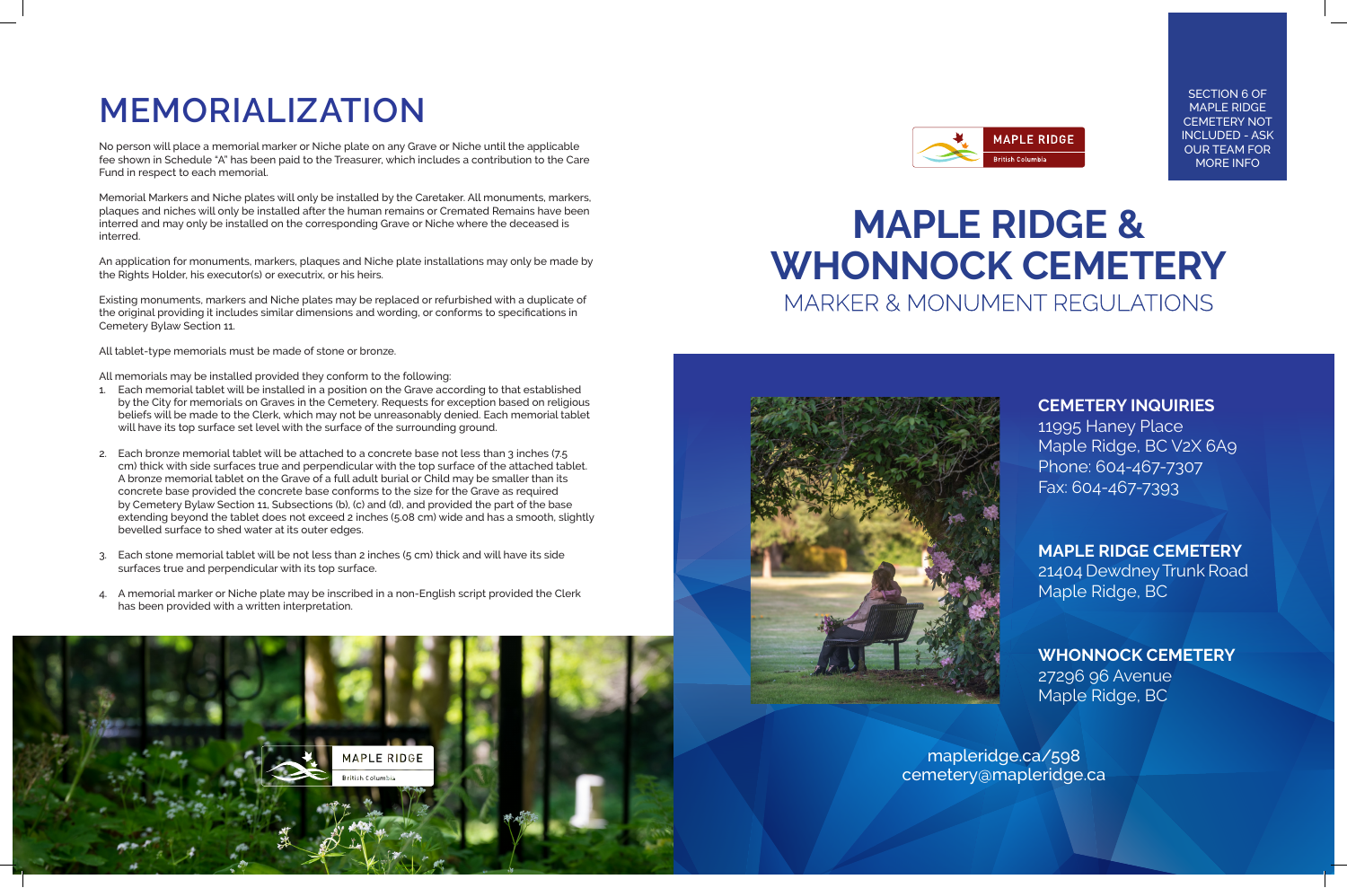# MEMORIALIZATION

No person will place a memorial marker or Niche plate on any Grave or Niche until the applicable fee shown in Schedule "A" has been paid to the Treasurer, which includes a contribution to the Care Fund in respect to each memorial.

Memorial Markers and Niche plates will only be installed by the Caretaker. All monuments, markers, plaques and niches will only be installed after the human remains or Cremated Remains have been interred and may only be installed on the corresponding Grave or Niche where the deceased is interred.

An application for monuments, markers, plaques and Niche plate installations may only be made by the Rights Holder, his executor(s) or executrix, or his heirs.

Existing monuments, markers and Niche plates may be replaced or refurbished with a duplicate of the original providing it includes similar dimensions and wording, or conforms to specifications in Cemetery Bylaw Section 11.

All tablet-type memorials must be made of stone or bronze.

All memorials may be installed provided they conform to the following:

1. Each memorial tablet will be installed in a position on the Grave according to that established by the City for memorials on Graves in the Cemetery. Requests for exception based on religious beliefs will be made to the Clerk, which may not be unreasonably denied. Each memorial tablet will have its top surface set level with the surface of the surrounding ground.
2. Each bronze memorial tablet will be attached to a concrete base not less than 3 inches (7.5 cm) thick with side surfaces true and perpendicular with the top surface of the attached tablet. A bronze memorial tablet on the Grave of a full adult burial or Child may be smaller than its concrete base provided the concrete base conforms to the size for the Grave as required by Cemetery Bylaw Section 11, Subsections (b), (c) and (d), and provided the part of the base extending beyond the tablet does not exceed 2 inches (5.08 cm) wide and has a smooth, slightly bevelled surface to shed water at its outer edges.
3. Each stone memorial tablet will be not less than 2 inches (5 cm) thick and will have its side surfaces true and perpendicular with its top surface.
4. A memorial marker or Niche plate may be inscribed in a non-English script provided the Clerk has been provided with a written interpretation.

MAPLE RIDGE
British Columbia

SECTION 6 OF MAPLE RIDGE CEMETERY NOT INCLUDED - ASK OUR TEAM FOR MORE INFO

# MAPLE RIDGE & WHONNOCK CEMETERY

## MARKER & MONUMENT REGULATIONS

**CEMETERY INQUIRIES**
11995 Haney Place
Maple Ridge, BC V2X 6A9
Phone: 604-467-7307
Fax: 604-467-7393

**MAPLE RIDGE CEMETERY**
21404 Dewdney Trunk Road
Maple Ridge, BC

**WHONNOCK CEMETERY**
27296 96 Avenue
Maple Ridge, BC

mapleridge.ca/598
cemetery@mapleridge.ca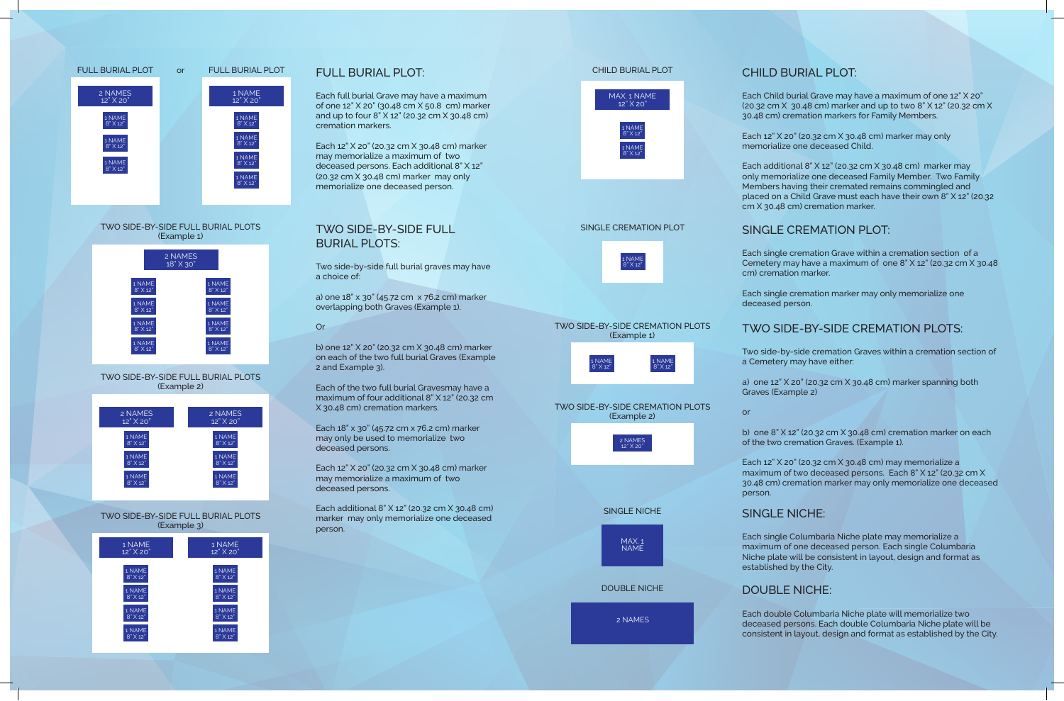FULL BURIAL PLOT or FULL BURIAL PLOT

2 NAMES 12" X 20"
1 NAME 8" X 12"
1 NAME 8" X 12"
1 NAME 8" X 12"

1 NAME 12" X 20"
1 NAME 8" X 12"
1 NAME 8" X 12"
1 NAME 8" X 12"
1 NAME 8" X 12"

TWO SIDE-BY-SIDE FULL BURIAL PLOTS (Example 1)

2 NAMES 18" X 30"
1 NAME 8" X 12"
1 NAME 8" X 12"
1 NAME 8" X 12"
1 NAME 8" X 12"
1 NAME 8" X 12"
1 NAME 8" X 12"
1 NAME 8" X 12"
1 NAME 8" X 12"

TWO SIDE-BY-SIDE FULL BURIAL PLOTS (Example 2)

2 NAMES 12" X 20"
2 NAMES 12" X 20"
1 NAME 8" X 12"
1 NAME 8" X 12"
1 NAME 8" X 12"
1 NAME 8" X 12"
1 NAME 8" X 12"
1 NAME 8" X 12"

TWO SIDE-BY-SIDE FULL BURIAL PLOTS (Example 3)

1 NAME 12" X 20"
1 NAME 12" X 20"
1 NAME 8" X 12"
1 NAME 8" X 12"
1 NAME 8" X 12"
1 NAME 8" X 12"
1 NAME 8" X 12"
1 NAME 8" X 12"
1 NAME 8" X 12"
1 NAME 8" X 12"

## FULL BURIAL PLOT:

Each full burial Grave may have a maximum of one 12" X 20" (30.48 cm X 50.8 cm) marker and up to four 8" X 12" (20.32 cm X 30.48 cm) cremation markers.

Each 12" X 20" (20.32 cm X 30.48 cm) marker may memorialize a maximum of two deceased persons. Each additional 8" X 12" (20.32 cm X 30.48 cm) marker may only memorialize one deceased person.

## TWO SIDE-BY-SIDE FULL BURIAL PLOTS:

Two side-by-side full burial graves may have a choice of:

a) one 18" x 30" (45.72 cm x 76.2 cm) marker overlapping both Graves (Example 1).

Or

b) one 12" X 20" (20.32 cm X 30.48 cm) marker on each of the two full burial Graves (Example 2 and Example 3).

Each of the two full burial Gravesmay have a maximum of four additional 8" X 12" (20.32 cm X 30.48 cm) cremation markers.

Each 18" x 30" (45.72 cm x 76.2 cm) marker may only be used to memorialize two deceased persons.

Each 12" X 20" (20.32 cm X 30.48 cm) marker may memorialize a maximum of two deceased persons.

Each additional 8" X 12" (20.32 cm X 30.48 cm) marker may only memorialize one deceased person.

CHILD BURIAL PLOT

MAX. 1 NAME 12" X 20"
1 NAME 8" X 12"
1 NAME 8" X 12"

SINGLE CREMATION PLOT

1 NAME 8" X 12"

TWO SIDE-BY-SIDE CREMATION PLOTS (Example 1)

1 NAME 8" X 12"
1 NAME 8" X 12"

TWO SIDE-BY-SIDE CREMATION PLOTS (Example 2)

2 NAMES 12" X 20"

SINGLE NICHE

MAX. 1 NAME

DOUBLE NICHE

2 NAMES

## CHILD BURIAL PLOT:

Each Child burial Grave may have a maximum of one 12" X 20" (20.32 cm X 30.48 cm) marker and up to two 8" X 12" (20.32 cm X 30.48 cm) cremation markers for Family Members.

Each 12" X 20" (20.32 cm X 30.48 cm) marker may only memorialize one deceased Child.

Each additional 8" X 12" (20.32 cm X 30.48 cm) marker may only memorialize one deceased Family Member. Two Family Members having their cremated remains commingled and placed on a Child Grave must each have their own 8" X 12" (20.32 cm X 30.48 cm) cremation marker.

## SINGLE CREMATION PLOT:

Each single cremation Grave within a cremation section of a Cemetery may have a maximum of one 8" X 12" (20.32 cm X 30.48 cm) cremation marker.

Each single cremation marker may only memorialize one deceased person.

## TWO SIDE-BY-SIDE CREMATION PLOTS:

Two side-by-side cremation Graves within a cremation section of a Cemetery may have either:

a) one 12" X 20" (20.32 cm X 30.48 cm) marker spanning both Graves (Example 2)

or

b) one 8" X 12" (20.32 cm X 30.48 cm) cremation marker on each of the two cremation Graves. (Example 1).

Each 12" X 20" (20.32 cm X 30.48 cm) may memorialize a maximum of two deceased persons. Each 8" X 12" (20.32 cm X 30.48 cm) cremation marker may only memorialize one deceased person.

## SINGLE NICHE:

Each single Columbaria Niche plate may memorialize a maximum of one deceased person. Each single Columbaria Niche plate will be consistent in layout, design and format as established by the City.

## DOUBLE NICHE:

Each double Columbaria Niche plate will memorialize two deceased persons. Each double Columbaria Niche plate will be consistent in layout, design and format as established by the City.